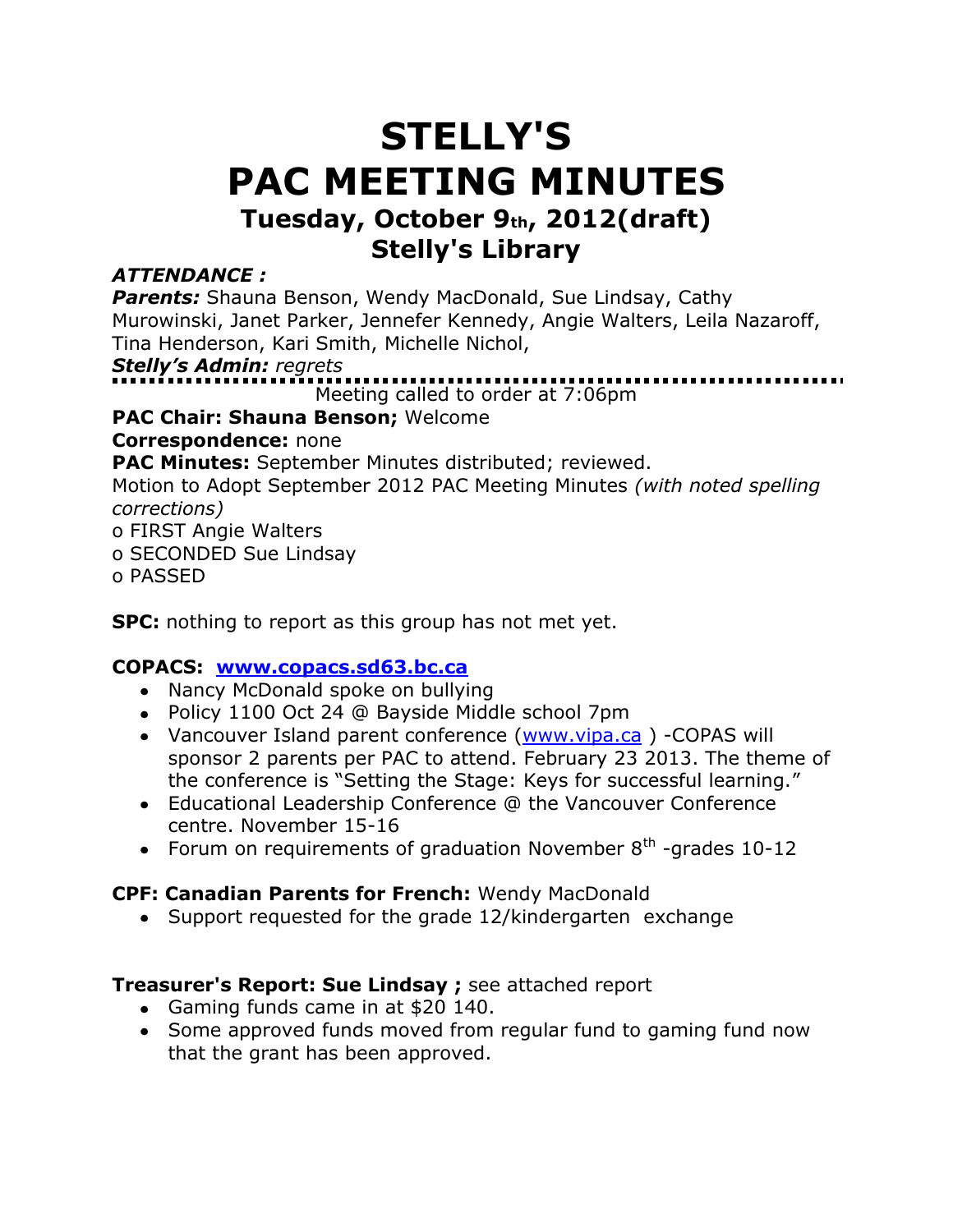# STELLY'S
# PAC MEETING MINUTES
## Tuesday, October 9th, 2012(draft)
## Stelly's Library

***ATTENDANCE :***

***Parents:*** Shauna Benson, Wendy MacDonald, Sue Lindsay, Cathy Murowinski, Janet Parker, Jennefer Kennedy, Angie Walters, Leila Nazaroff, Tina Henderson, Kari Smith, Michelle Nichol,

***Stelly's Admin:*** *regrets*

Meeting called to order at 7:06pm

**PAC Chair: Shauna Benson;** Welcome

**Correspondence:** none

**PAC Minutes:** September Minutes distributed; reviewed.

Motion to Adopt September 2012 PAC Meeting Minutes *(with noted spelling corrections)*

o FIRST Angie Walters

o SECONDED Sue Lindsay

o PASSED

**SPC:** nothing to report as this group has not met yet.

**COPACS: [www.copacs.sd63.bc.ca](www.copacs.sd63.bc.ca)**

- Nancy McDonald spoke on bullying
- Policy 1100 Oct 24 @ Bayside Middle school 7pm
- Vancouver Island parent conference ([www.vipa.ca](www.vipa.ca) ) -COPAS will sponsor 2 parents per PAC to attend. February 23 2013. The theme of the conference is "Setting the Stage: Keys for successful learning."
- Educational Leadership Conference @ the Vancouver Conference centre. November 15-16
- Forum on requirements of graduation November 8th -grades 10-12

**CPF: Canadian Parents for French:** Wendy MacDonald

- Support requested for the grade 12/kindergarten exchange

**Treasurer's Report: Sue Lindsay ;** see attached report

- Gaming funds came in at $20 140.
- Some approved funds moved from regular fund to gaming fund now that the grant has been approved.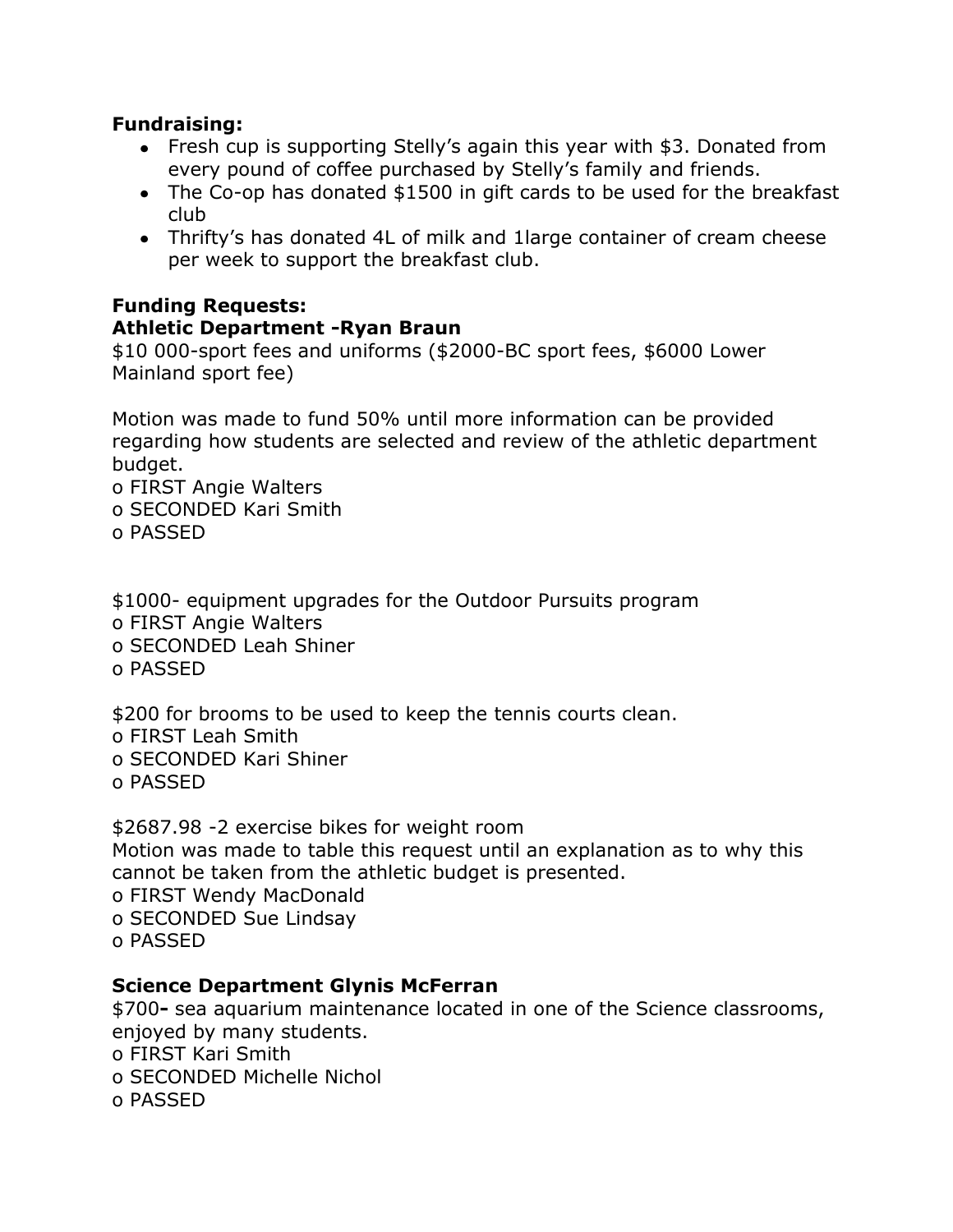**Fundraising:**

- Fresh cup is supporting Stelly's again this year with $3. Donated from every pound of coffee purchased by Stelly's family and friends.
- The Co-op has donated $1500 in gift cards to be used for the breakfast club
- Thrifty's has donated 4L of milk and 1large container of cream cheese per week to support the breakfast club.

**Funding Requests:**

**Athletic Department -Ryan Braun**

$10 000-sport fees and uniforms ($2000-BC sport fees, $6000 Lower Mainland sport fee)

Motion was made to fund 50% until more information can be provided regarding how students are selected and review of the athletic department budget.

o FIRST Angie Walters
o SECONDED Kari Smith
o PASSED

$1000- equipment upgrades for the Outdoor Pursuits program

o FIRST Angie Walters
o SECONDED Leah Shiner
o PASSED

$200 for brooms to be used to keep the tennis courts clean.

o FIRST Leah Smith
o SECONDED Kari Shiner
o PASSED

$2687.98 -2 exercise bikes for weight room

Motion was made to table this request until an explanation as to why this cannot be taken from the athletic budget is presented.

o FIRST Wendy MacDonald
o SECONDED Sue Lindsay
o PASSED

**Science Department Glynis McFerran**

$700**-** sea aquarium maintenance located in one of the Science classrooms, enjoyed by many students.

o FIRST Kari Smith
o SECONDED Michelle Nichol
o PASSED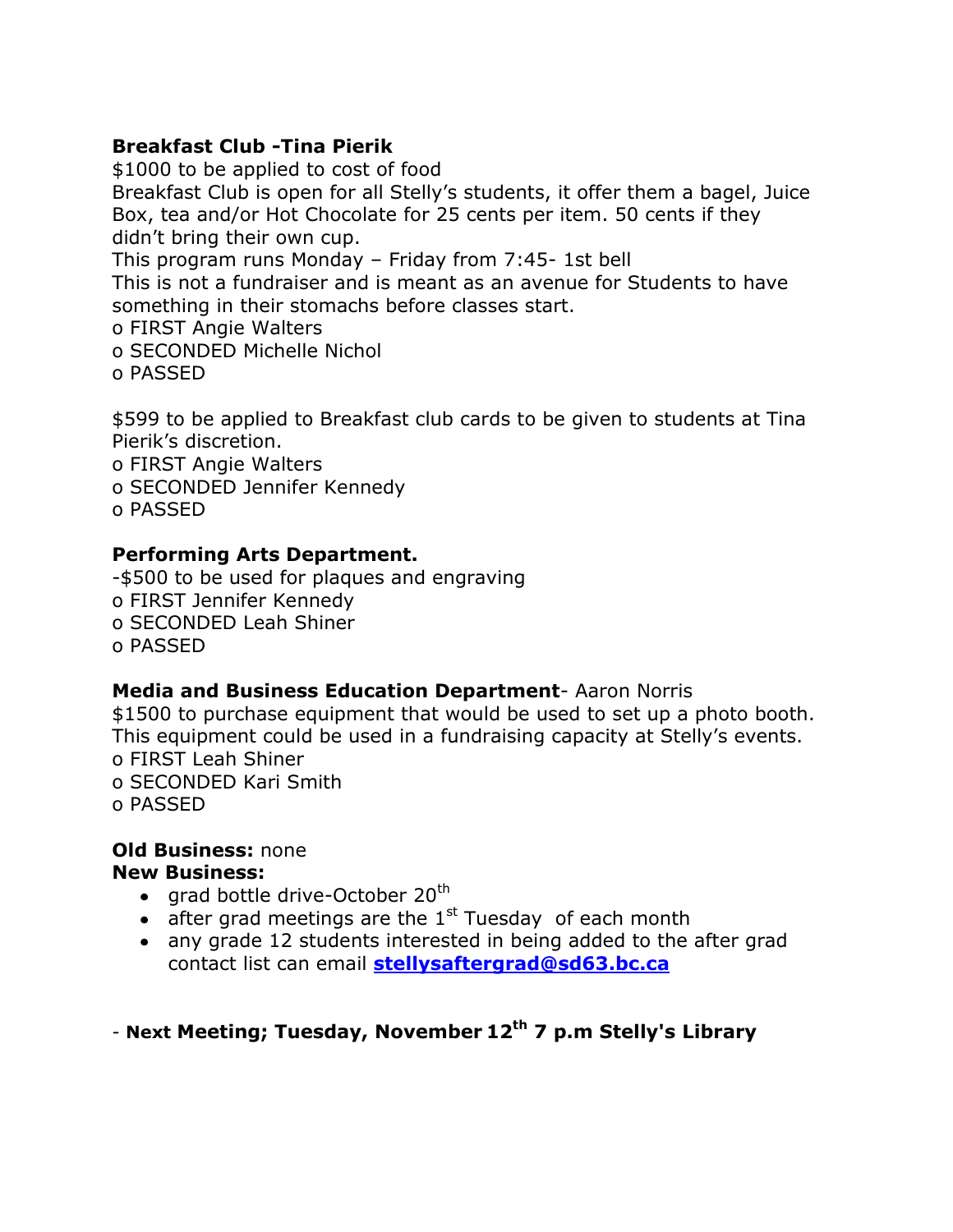**Breakfast Club -Tina Pierik**

$1000 to be applied to cost of food

Breakfast Club is open for all Stelly's students, it offer them a bagel, Juice Box, tea and/or Hot Chocolate for 25 cents per item. 50 cents if they didn't bring their own cup.

This program runs Monday – Friday from 7:45- 1st bell

This is not a fundraiser and is meant as an avenue for Students to have something in their stomachs before classes start.

- FIRST Angie Walters
- SECONDED Michelle Nichol
- PASSED

$599 to be applied to Breakfast club cards to be given to students at Tina Pierik's discretion.

- FIRST Angie Walters
- SECONDED Jennifer Kennedy
- PASSED

**Performing Arts Department.**

-$500 to be used for plaques and engraving

- FIRST Jennifer Kennedy
- SECONDED Leah Shiner
- PASSED

**Media and Business Education Department**- Aaron Norris

$1500 to purchase equipment that would be used to set up a photo booth. This equipment could be used in a fundraising capacity at Stelly's events.

- FIRST Leah Shiner
- SECONDED Kari Smith
- PASSED

**Old Business:** none

**New Business:**

- grad bottle drive-October 20th
- after grad meetings are the 1st Tuesday of each month
- any grade 12 students interested in being added to the after grad contact list can email **stellysaftergrad@sd63.bc.ca**

- **Next Meeting; Tuesday, November 12th 7 p.m Stelly's Library**